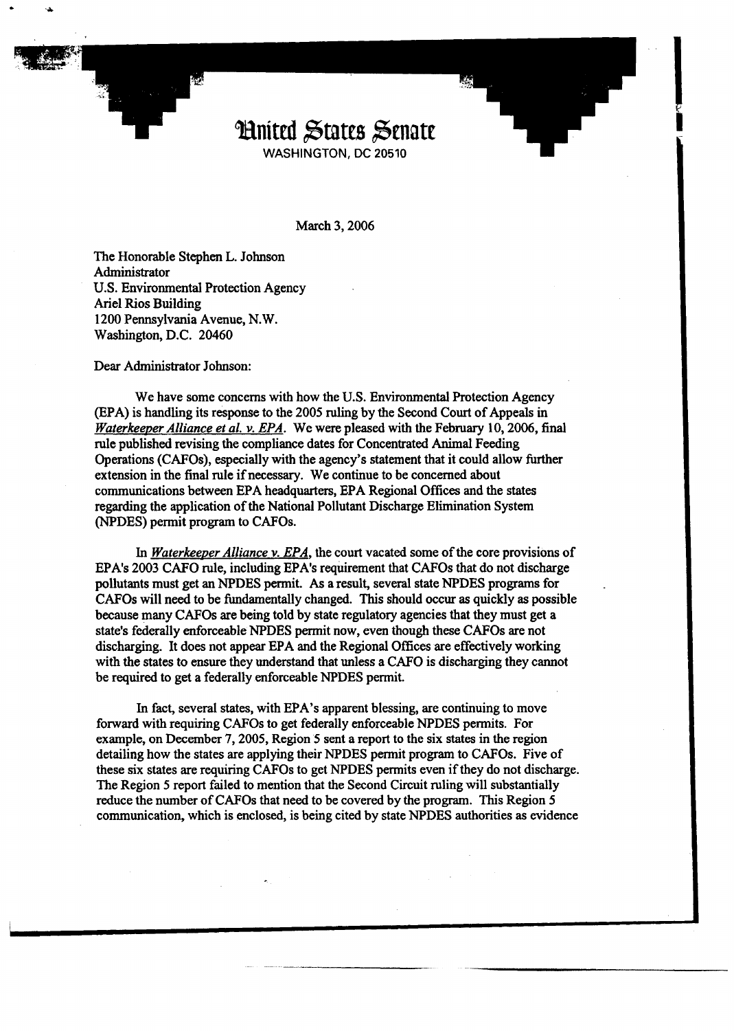# United States Senate

WASHINGTON, DC 20510

March 3, 2006

The Honorable Stephen L. Johnson
Administrator
U.S. Environmental Protection Agency
Ariel Rios Building
1200 Pennsylvania Avenue, N.W.
Washington, D.C. 20460

Dear Administrator Johnson:

We have some concerns with how the U.S. Environmental Protection Agency (EPA) is handling its response to the 2005 ruling by the Second Court of Appeals in *Waterkeeper Alliance et al. v. EPA*. We were pleased with the February 10, 2006, final rule published revising the compliance dates for Concentrated Animal Feeding Operations (CAFOs), especially with the agency's statement that it could allow further extension in the final rule if necessary. We continue to be concerned about communications between EPA headquarters, EPA Regional Offices and the states regarding the application of the National Pollutant Discharge Elimination System (NPDES) permit program to CAFOs.

In *Waterkeeper Alliance v. EPA*, the court vacated some of the core provisions of EPA's 2003 CAFO rule, including EPA's requirement that CAFOs that do not discharge pollutants must get an NPDES permit. As a result, several state NPDES programs for CAFOs will need to be fundamentally changed. This should occur as quickly as possible because many CAFOs are being told by state regulatory agencies that they must get a state's federally enforceable NPDES permit now, even though these CAFOs are not discharging. It does not appear EPA and the Regional Offices are effectively working with the states to ensure they understand that unless a CAFO is discharging they cannot be required to get a federally enforceable NPDES permit.

In fact, several states, with EPA's apparent blessing, are continuing to move forward with requiring CAFOs to get federally enforceable NPDES permits. For example, on December 7, 2005, Region 5 sent a report to the six states in the region detailing how the states are applying their NPDES permit program to CAFOs. Five of these six states are requiring CAFOs to get NPDES permits even if they do not discharge. The Region 5 report failed to mention that the Second Circuit ruling will substantially reduce the number of CAFOs that need to be covered by the program. This Region 5 communication, which is enclosed, is being cited by state NPDES authorities as evidence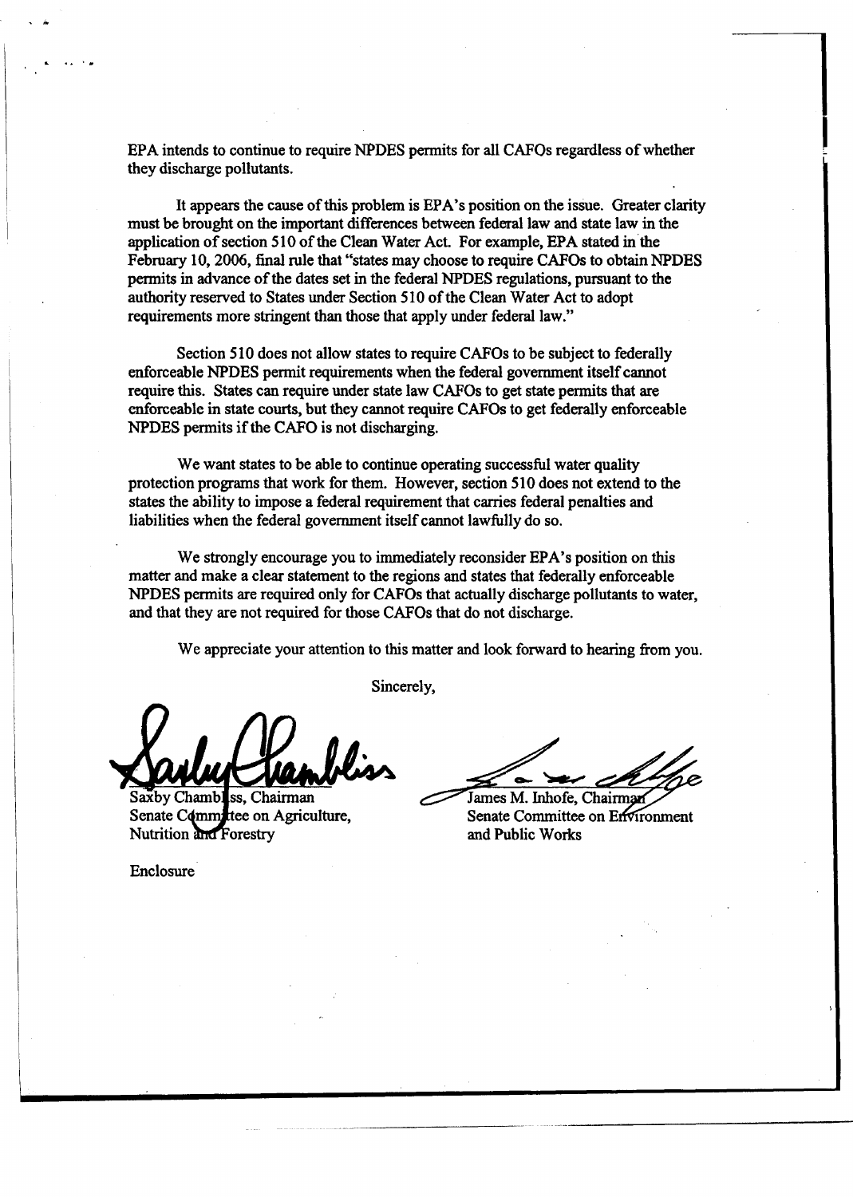EPA intends to continue to require NPDES permits for all CAFOs regardless of whether they discharge pollutants.

It appears the cause of this problem is EPA's position on the issue. Greater clarity must be brought on the important differences between federal law and state law in the application of section 510 of the Clean Water Act. For example, EPA stated in the February 10, 2006, final rule that "states may choose to require CAFOs to obtain NPDES permits in advance of the dates set in the federal NPDES regulations, pursuant to the authority reserved to States under Section 510 of the Clean Water Act to adopt requirements more stringent than those that apply under federal law."

Section 510 does not allow states to require CAFOs to be subject to federally enforceable NPDES permit requirements when the federal government itself cannot require this. States can require under state law CAFOs to get state permits that are enforceable in state courts, but they cannot require CAFOs to get federally enforceable NPDES permits if the CAFO is not discharging.

We want states to be able to continue operating successful water quality protection programs that work for them. However, section 510 does not extend to the states the ability to impose a federal requirement that carries federal penalties and liabilities when the federal government itself cannot lawfully do so.

We strongly encourage you to immediately reconsider EPA's position on this matter and make a clear statement to the regions and states that federally enforceable NPDES permits are required only for CAFOs that actually discharge pollutants to water, and that they are not required for those CAFOs that do not discharge.

We appreciate your attention to this matter and look forward to hearing from you.

Sincerely,

Saxby Chambliss, Chairman
Senate Committee on Agriculture, Nutrition and Forestry

James M. Inhofe, Chairman
Senate Committee on Environment and Public Works

Enclosure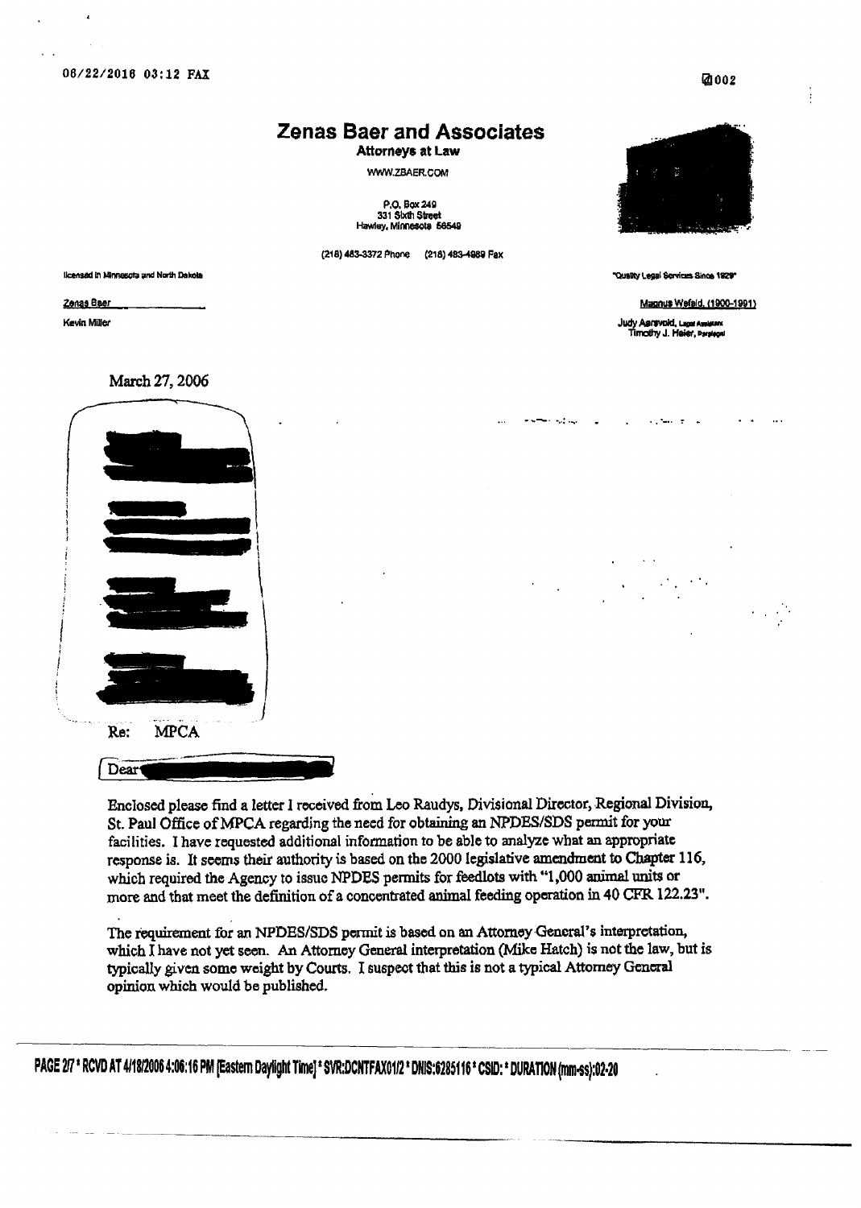# Zenas Baer and Associates

**Attorneys at Law**

WWW.ZBAER.COM

P.O. Box 249
331 Sixth Street
Hawley, Minnesota 56549

(218) 483-3372 Phone (218) 483-4989 Fax

licensed in Minnesota and North Dakota

Zenas Baer
Kevin Miller

"Quality Legal Services Since 1929"

Magnus Wefald, (1900-1991)

Judy Aarsvold, Legal Assistant
Timothy J. Heier, Paralegal

March 27, 2006

Re: MPCA

Dear

Enclosed please find a letter I received from Leo Raudys, Divisional Director, Regional Division, St. Paul Office of MPCA regarding the need for obtaining an NPDES/SDS permit for your facilities. I have requested additional information to be able to analyze what an appropriate response is. It seems their authority is based on the 2000 legislative amendment to Chapter 116, which required the Agency to issue NPDES permits for feedlots with "1,000 animal units or more and that meet the definition of a concentrated animal feeding operation in 40 CFR 122.23".

The requirement for an NPDES/SDS permit is based on an Attorney General's interpretation, which I have not yet seen. An Attorney General interpretation (Mike Hatch) is not the law, but is typically given some weight by Courts. I suspect that this is not a typical Attorney General opinion which would be published.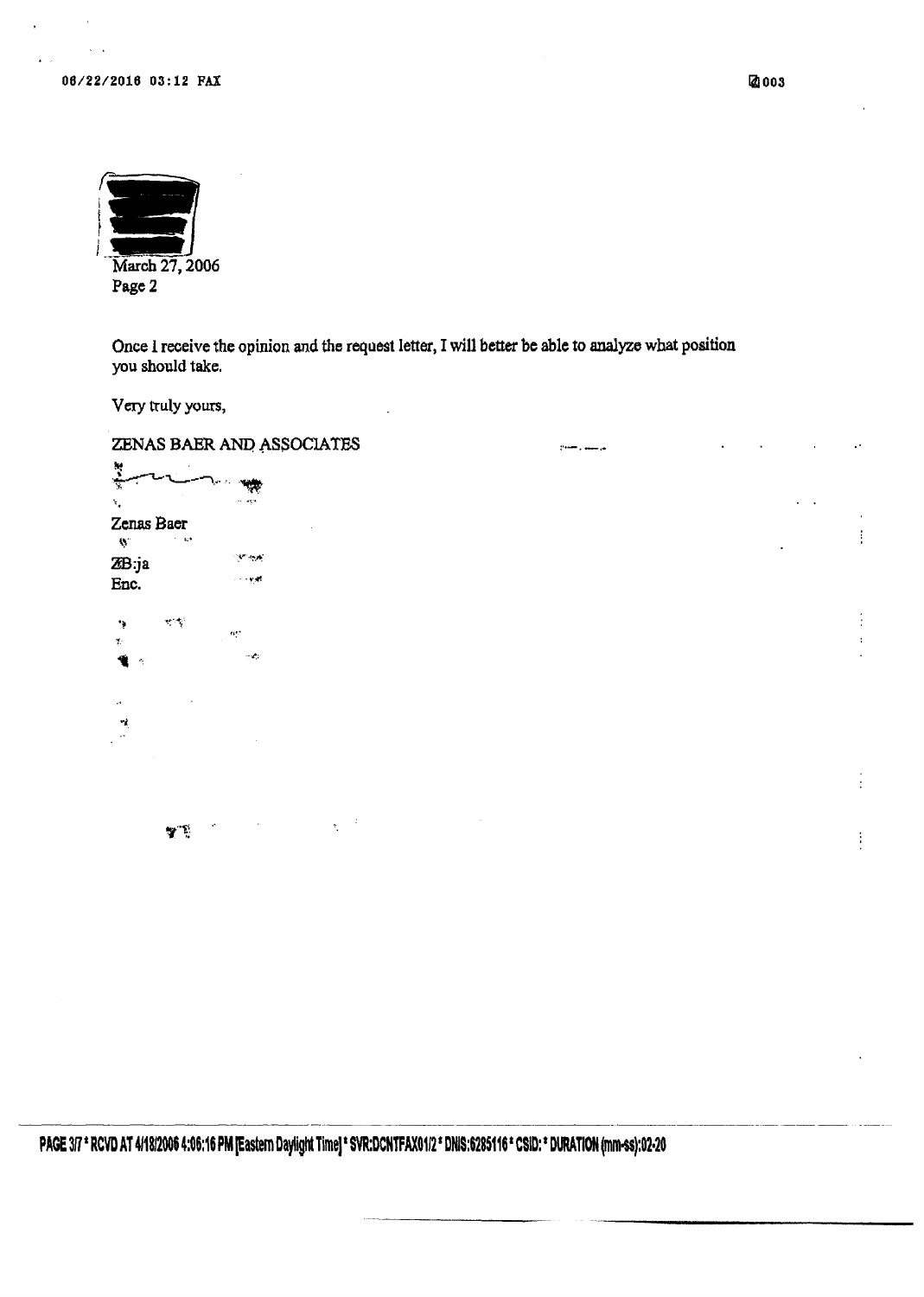March 27, 2006
Page 2

Once I receive the opinion and the request letter, I will better be able to analyze what position you should take.

Very truly yours,

ZENAS BAER AND ASSOCIATES

Zenas Baer

ZB:ja
Enc.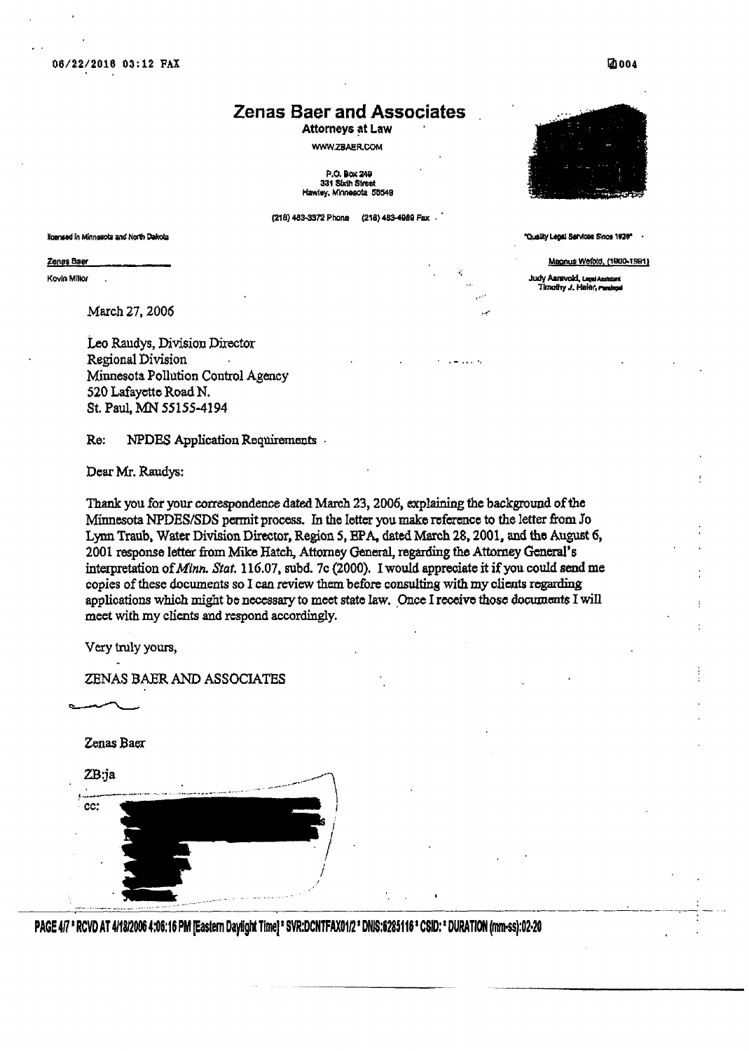# Zenas Baer and Associates

**Attorneys at Law**

WWW.ZBAER.COM

P.O. Box 249
331 Sixth Street
Hawley, Minnesota 56549

(218) 483-3372 Phone (218) 483-4989 Fax

licensed in Minnesota and North Dakota

Zenas Baer

Kevin Miller

"Quality Legal Services Since 1929"

Magnus Wefald, (1900-1981)

Judy Aarsvold, Legal Assistant
Timothy J. Heier, Paralegal

March 27, 2006

Leo Raudys, Division Director
Regional Division
Minnesota Pollution Control Agency
520 Lafayette Road N.
St. Paul, MN 55155-4194

Re: NPDES Application Requirements

Dear Mr. Raudys:

Thank you for your correspondence dated March 23, 2006, explaining the background of the Minnesota NPDES/SDS permit process. In the letter you make reference to the letter from Jo Lynn Traub, Water Division Director, Region 5, EPA, dated March 28, 2001, and the August 6, 2001 response letter from Mike Hatch, Attorney General, regarding the Attorney General's interpretation of *Minn. Stat.* 116.07, subd. 7c (2000). I would appreciate it if you could send me copies of these documents so I can review them before consulting with my clients regarding applications which might be necessary to meet state law. Once I receive those documents I will meet with my clients and respond accordingly.

Very truly yours,

ZENAS BAER AND ASSOCIATES

Zenas Baer

ZB:ja

cc: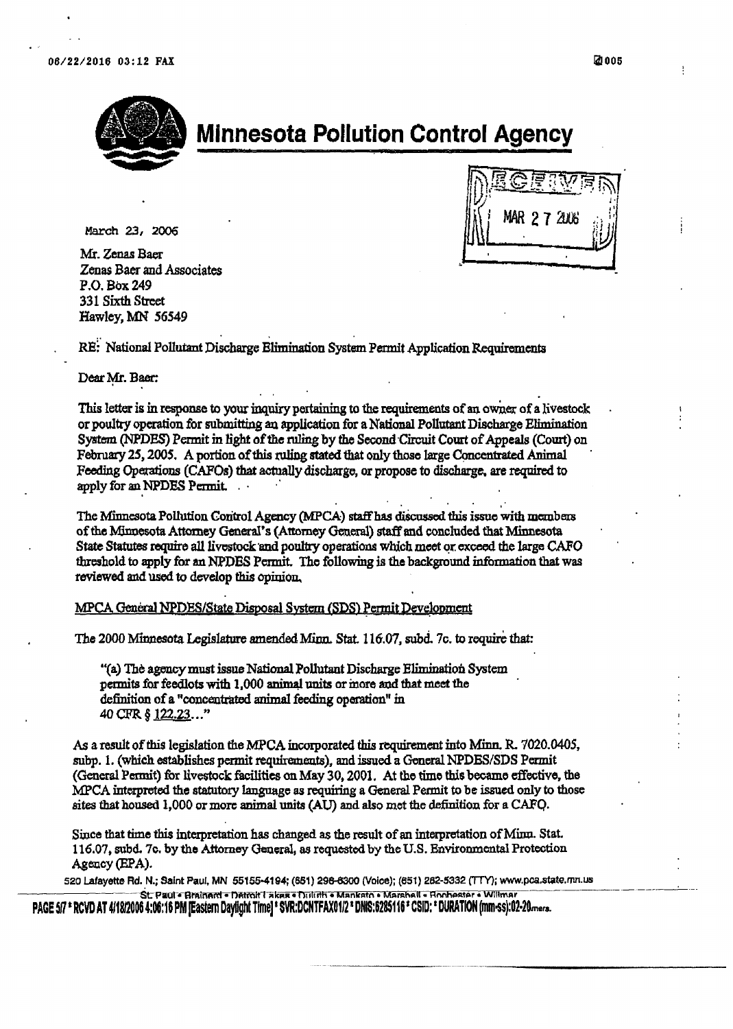# Minnesota Pollution Control Agency

March 23, 2006

RECEIVED
MAR 27 2006

Mr. Zenas Baer
Zenas Baer and Associates
P.O. Box 249
331 Sixth Street
Hawley, MN 56549

RE: National Pollutant Discharge Elimination System Permit Application Requirements

Dear Mr. Baer:

This letter is in response to your inquiry pertaining to the requirements of an owner of a livestock or poultry operation for submitting an application for a National Pollutant Discharge Elimination System (NPDES) Permit in light of the ruling by the Second Circuit Court of Appeals (Court) on February 25, 2005. A portion of this ruling stated that only those large Concentrated Animal Feeding Operations (CAFOs) that actually discharge, or propose to discharge, are required to apply for an NPDES Permit.

The Minnesota Pollution Control Agency (MPCA) staff has discussed this issue with members of the Minnesota Attorney General's (Attorney General) staff and concluded that Minnesota State Statutes require all livestock and poultry operations which meet or exceed the large CAFO threshold to apply for an NPDES Permit. The following is the background information that was reviewed and used to develop this opinion.

MPCA General NPDES/State Disposal System (SDS) Permit Development

The 2000 Minnesota Legislature amended Minn. Stat. 116.07, subd. 7c. to require that:

> "(a) The agency must issue National Pollutant Discharge Elimination System permits for feedlots with 1,000 animal units or more and that meet the definition of a "concentrated animal feeding operation" in 40 CFR § 122.23..."

As a result of this legislation the MPCA incorporated this requirement into Minn. R. 7020.0405, subp. 1. (which establishes permit requirements), and issued a General NPDES/SDS Permit (General Permit) for livestock facilities on May 30, 2001. At the time this became effective, the MPCA interpreted the statutory language as requiring a General Permit to be issued only to those sites that housed 1,000 or more animal units (AU) and also met the definition for a CAFO.

Since that time this interpretation has changed as the result of an interpretation of Minn. Stat. 116.07, subd. 7c. by the Attorney General, as requested by the U.S. Environmental Protection Agency (EPA).

520 Lafayette Rd. N.; Saint Paul, MN 55155-4194; (651) 296-6300 (Voice); (651) 282-5332 (TTY); www.pca.state.mn.us
St. Paul • Brainerd • Detroit Lakes • Duluth • Mankato • Marshall • Rochester • Willmar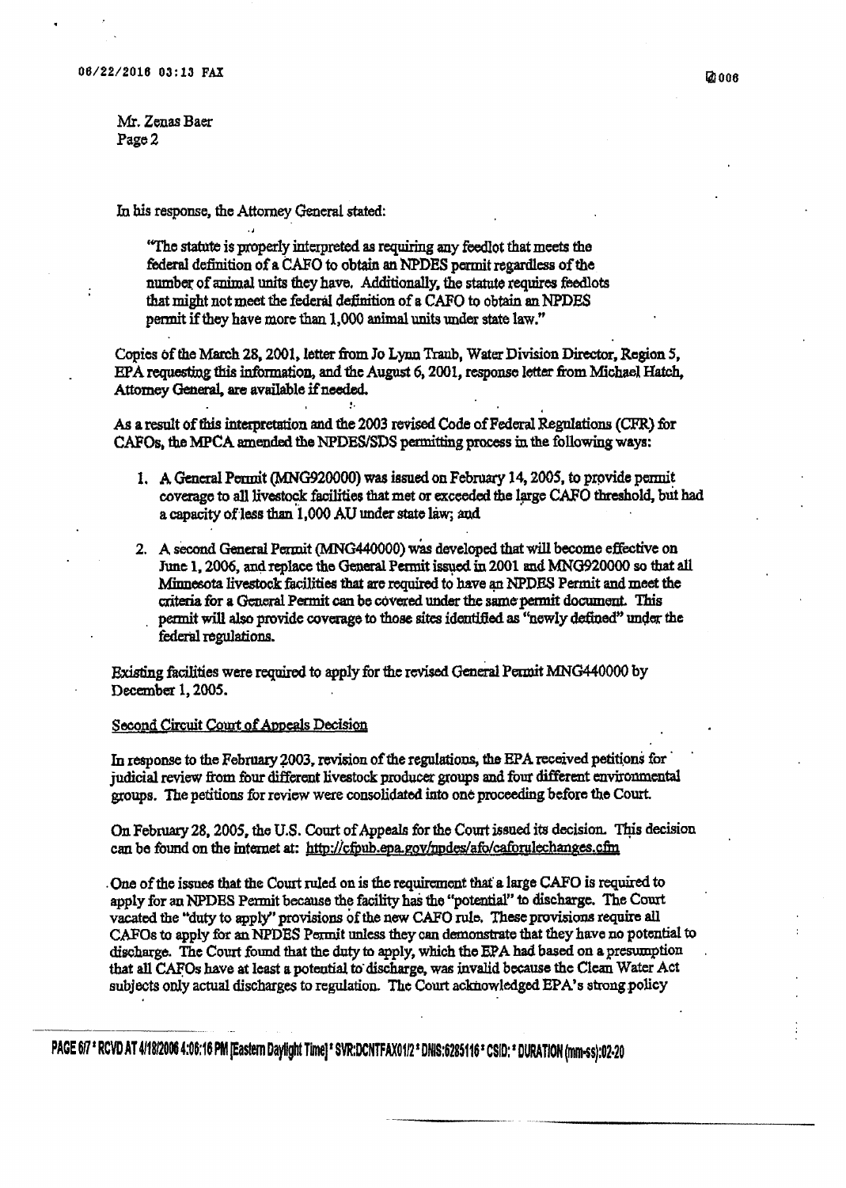Mr. Zenas Baer
Page 2

In his response, the Attorney General stated:

> "The statute is properly interpreted as requiring any feedlot that meets the federal definition of a CAFO to obtain an NPDES permit regardless of the number of animal units they have. Additionally, the statute requires feedlots that might not meet the federal definition of a CAFO to obtain an NPDES permit if they have more than 1,000 animal units under state law."

Copies of the March 28, 2001, letter from Jo Lynn Traub, Water Division Director, Region 5, EPA requesting this information, and the August 6, 2001, response letter from Michael Hatch, Attorney General, are available if needed.

As a result of this interpretation and the 2003 revised Code of Federal Regulations (CFR) for CAFOs, the MPCA amended the NPDES/SDS permitting process in the following ways:

1. A General Permit (MNG920000) was issued on February 14, 2005, to provide permit coverage to all livestock facilities that met or exceeded the large CAFO threshold, but had a capacity of less than 1,000 AU under state law; and
2. A second General Permit (MNG440000) was developed that will become effective on June 1, 2006, and replace the General Permit issued in 2001 and MNG920000 so that all Minnesota livestock facilities that are required to have an NPDES Permit and meet the criteria for a General Permit can be covered under the same permit document. This permit will also provide coverage to those sites identified as "newly defined" under the federal regulations.

Existing facilities were required to apply for the revised General Permit MNG440000 by December 1, 2005.

Second Circuit Court of Appeals Decision

In response to the February 2003, revision of the regulations, the EPA received petitions for judicial review from four different livestock producer groups and four different environmental groups. The petitions for review were consolidated into one proceeding before the Court.

On February 28, 2005, the U.S. Court of Appeals for the Court issued its decision. This decision can be found on the internet at: http://cfpub.epa.gov/npdes/afo/caforulechanges.cfm

One of the issues that the Court ruled on is the requirement that a large CAFO is required to apply for an NPDES Permit because the facility has the "potential" to discharge. The Court vacated the "duty to apply" provisions of the new CAFO rule. These provisions require all CAFOs to apply for an NPDES Permit unless they can demonstrate that they have no potential to discharge. The Court found that the duty to apply, which the EPA had based on a presumption that all CAFOs have at least a potential to discharge, was invalid because the Clean Water Act subjects only actual discharges to regulation. The Court acknowledged EPA's strong policy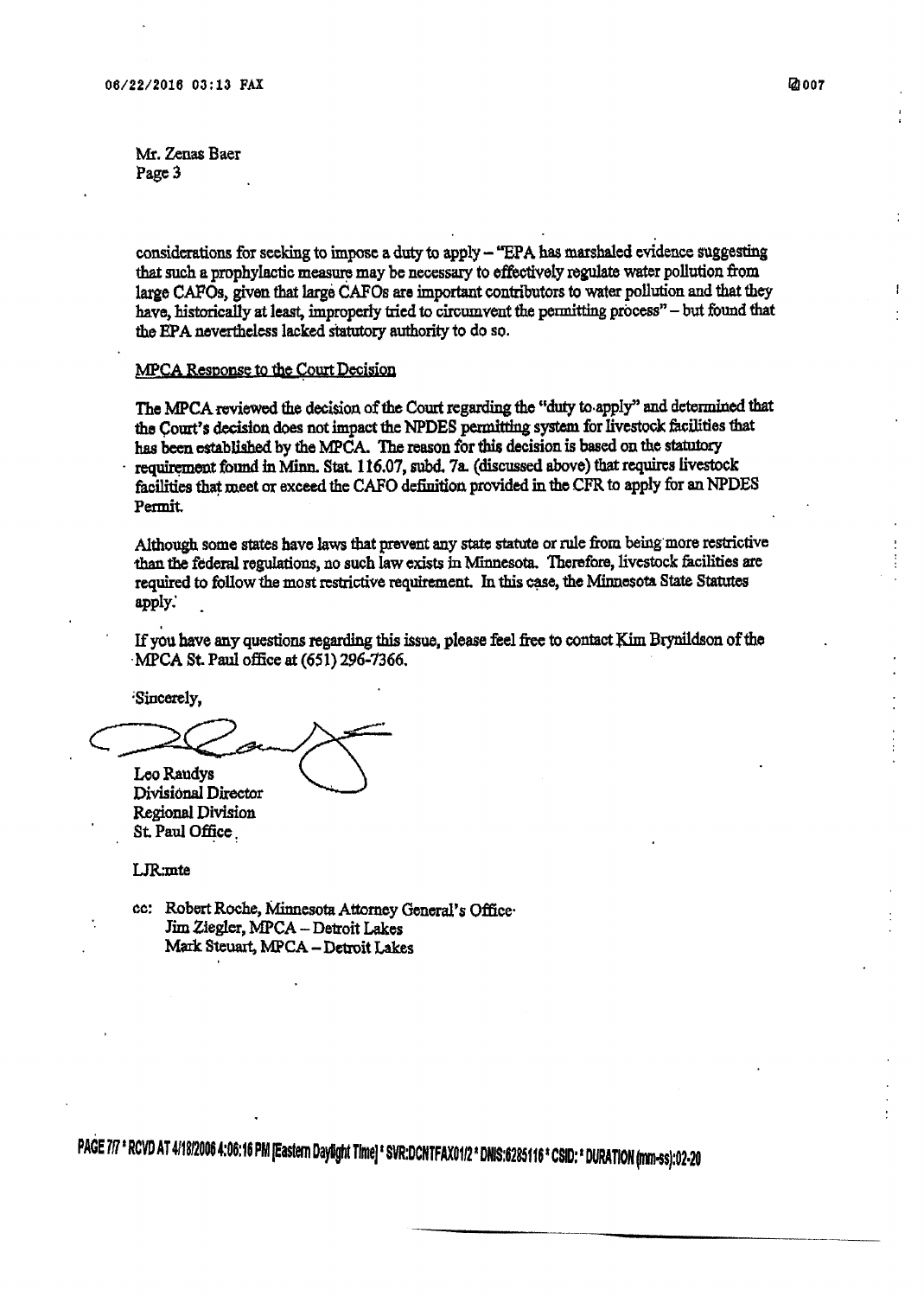Mr. Zenas Baer
Page 3

considerations for seeking to impose a duty to apply – "EPA has marshaled evidence suggesting that such a prophylactic measure may be necessary to effectively regulate water pollution from large CAFOs, given that large CAFOs are important contributors to water pollution and that they have, historically at least, improperly tried to circumvent the permitting process" – but found that the EPA nevertheless lacked statutory authority to do so.

MPCA Response to the Court Decision

The MPCA reviewed the decision of the Court regarding the "duty to apply" and determined that the Court's decision does not impact the NPDES permitting system for livestock facilities that has been established by the MPCA. The reason for this decision is based on the statutory requirement found in Minn. Stat. 116.07, subd. 7a. (discussed above) that requires livestock facilities that meet or exceed the CAFO definition provided in the CFR to apply for an NPDES Permit.

Although some states have laws that prevent any state statute or rule from being more restrictive than the federal regulations, no such law exists in Minnesota. Therefore, livestock facilities are required to follow the most restrictive requirement. In this case, the Minnesota State Statutes apply.

If you have any questions regarding this issue, please feel free to contact Kim Brynildson of the MPCA St. Paul office at (651) 296-7366.

Sincerely,

Leo Raudys
Divisional Director
Regional Division
St. Paul Office

LJR:mte

cc: Robert Roche, Minnesota Attorney General's Office
Jim Ziegler, MPCA – Detroit Lakes
Mark Steuart, MPCA – Detroit Lakes